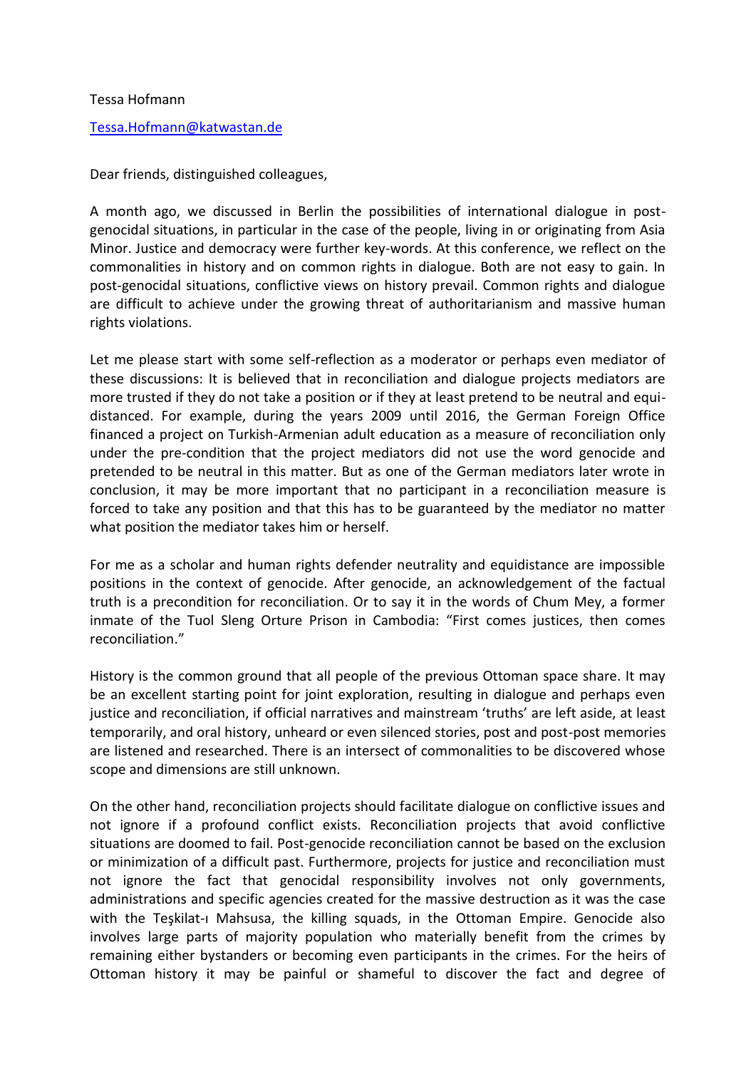Tessa Hofmann

Tessa.Hofmann@katwastan.de

Dear friends, distinguished colleagues,

A month ago, we discussed in Berlin the possibilities of international dialogue in post-genocidal situations, in particular in the case of the people, living in or originating from Asia Minor. Justice and democracy were further key-words. At this conference, we reflect on the commonalities in history and on common rights in dialogue. Both are not easy to gain. In post-genocidal situations, conflictive views on history prevail. Common rights and dialogue are difficult to achieve under the growing threat of authoritarianism and massive human rights violations.

Let me please start with some self-reflection as a moderator or perhaps even mediator of these discussions: It is believed that in reconciliation and dialogue projects mediators are more trusted if they do not take a position or if they at least pretend to be neutral and equi-distanced. For example, during the years 2009 until 2016, the German Foreign Office financed a project on Turkish-Armenian adult education as a measure of reconciliation only under the pre-condition that the project mediators did not use the word genocide and pretended to be neutral in this matter. But as one of the German mediators later wrote in conclusion, it may be more important that no participant in a reconciliation measure is forced to take any position and that this has to be guaranteed by the mediator no matter what position the mediator takes him or herself.

For me as a scholar and human rights defender neutrality and equidistance are impossible positions in the context of genocide. After genocide, an acknowledgement of the factual truth is a precondition for reconciliation. Or to say it in the words of Chum Mey, a former inmate of the Tuol Sleng Orture Prison in Cambodia: "First comes justices, then comes reconciliation."

History is the common ground that all people of the previous Ottoman space share. It may be an excellent starting point for joint exploration, resulting in dialogue and perhaps even justice and reconciliation, if official narratives and mainstream 'truths' are left aside, at least temporarily, and oral history, unheard or even silenced stories, post and post-post memories are listened and researched. There is an intersect of commonalities to be discovered whose scope and dimensions are still unknown.

On the other hand, reconciliation projects should facilitate dialogue on conflictive issues and not ignore if a profound conflict exists. Reconciliation projects that avoid conflictive situations are doomed to fail. Post-genocide reconciliation cannot be based on the exclusion or minimization of a difficult past. Furthermore, projects for justice and reconciliation must not ignore the fact that genocidal responsibility involves not only governments, administrations and specific agencies created for the massive destruction as it was the case with the Teşkilat-ı Mahsusa, the killing squads, in the Ottoman Empire. Genocide also involves large parts of majority population who materially benefit from the crimes by remaining either bystanders or becoming even participants in the crimes. For the heirs of Ottoman history it may be painful or shameful to discover the fact and degree of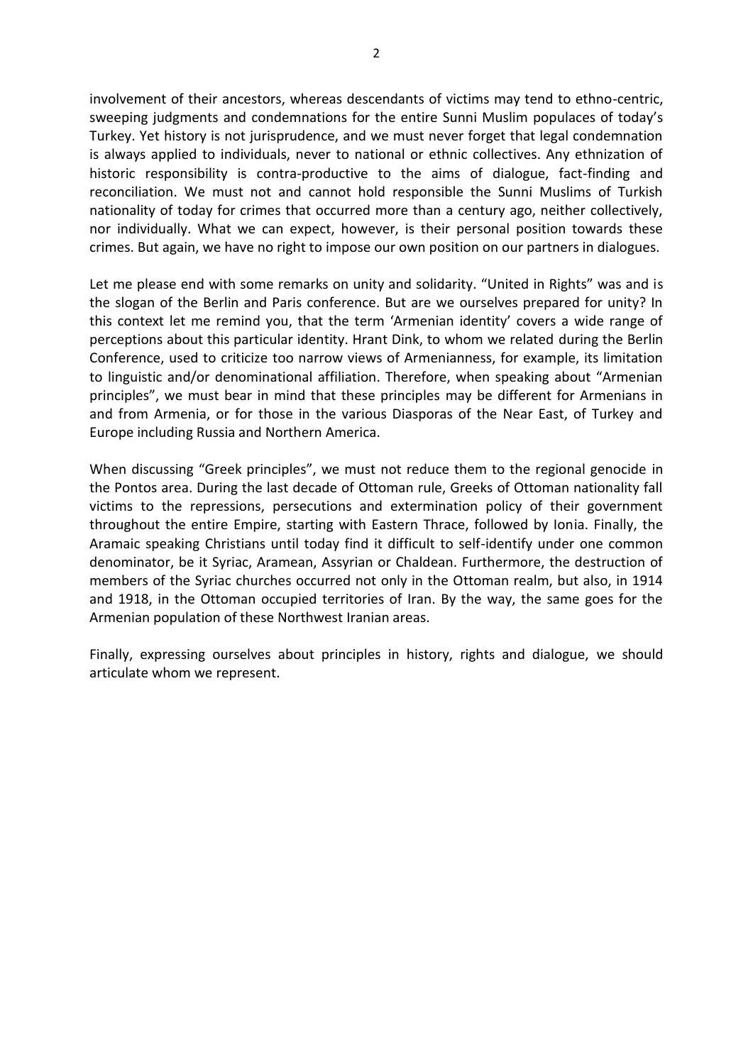involvement of their ancestors, whereas descendants of victims may tend to ethno-centric, sweeping judgments and condemnations for the entire Sunni Muslim populaces of today's Turkey. Yet history is not jurisprudence, and we must never forget that legal condemnation is always applied to individuals, never to national or ethnic collectives. Any ethnization of historic responsibility is contra-productive to the aims of dialogue, fact-finding and reconciliation. We must not and cannot hold responsible the Sunni Muslims of Turkish nationality of today for crimes that occurred more than a century ago, neither collectively, nor individually. What we can expect, however, is their personal position towards these crimes. But again, we have no right to impose our own position on our partners in dialogues.

Let me please end with some remarks on unity and solidarity. "United in Rights" was and is the slogan of the Berlin and Paris conference. But are we ourselves prepared for unity? In this context let me remind you, that the term 'Armenian identity' covers a wide range of perceptions about this particular identity. Hrant Dink, to whom we related during the Berlin Conference, used to criticize too narrow views of Armenianness, for example, its limitation to linguistic and/or denominational affiliation. Therefore, when speaking about "Armenian principles", we must bear in mind that these principles may be different for Armenians in and from Armenia, or for those in the various Diasporas of the Near East, of Turkey and Europe including Russia and Northern America.

When discussing "Greek principles", we must not reduce them to the regional genocide in the Pontos area. During the last decade of Ottoman rule, Greeks of Ottoman nationality fall victims to the repressions, persecutions and extermination policy of their government throughout the entire Empire, starting with Eastern Thrace, followed by Ionia. Finally, the Aramaic speaking Christians until today find it difficult to self-identify under one common denominator, be it Syriac, Aramean, Assyrian or Chaldean. Furthermore, the destruction of members of the Syriac churches occurred not only in the Ottoman realm, but also, in 1914 and 1918, in the Ottoman occupied territories of Iran. By the way, the same goes for the Armenian population of these Northwest Iranian areas.

Finally, expressing ourselves about principles in history, rights and dialogue, we should articulate whom we represent.